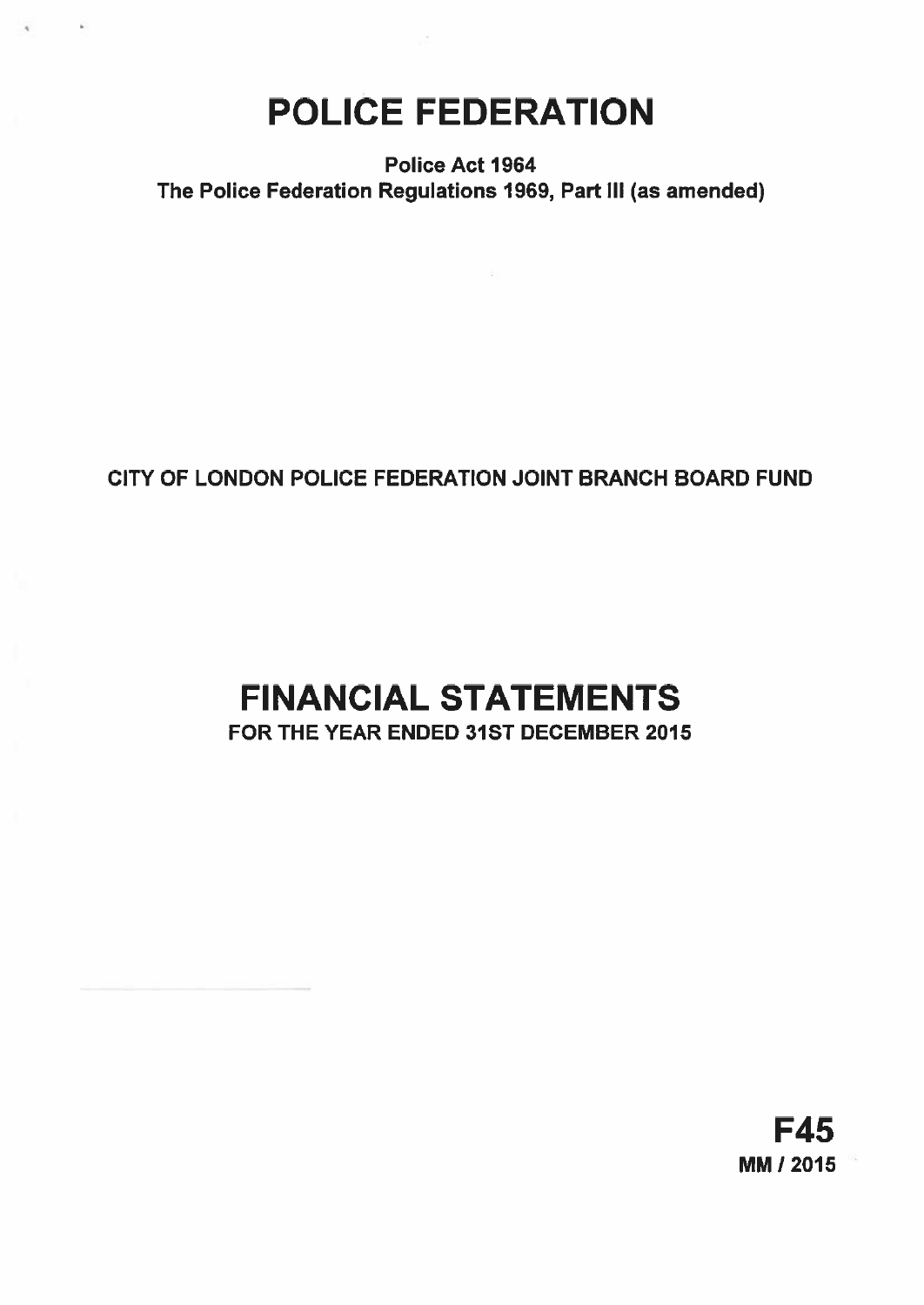# POLICE FEDERATION

**Police Act 1964**
**The Police Federation Regulations 1969, Part III (as amended)**

**CITY OF LONDON POLICE FEDERATION JOINT BRANCH BOARD FUND**

# FINANCIAL STATEMENTS

**FOR THE YEAR ENDED 31ST DECEMBER 2015**

**F45**
**MM / 2015**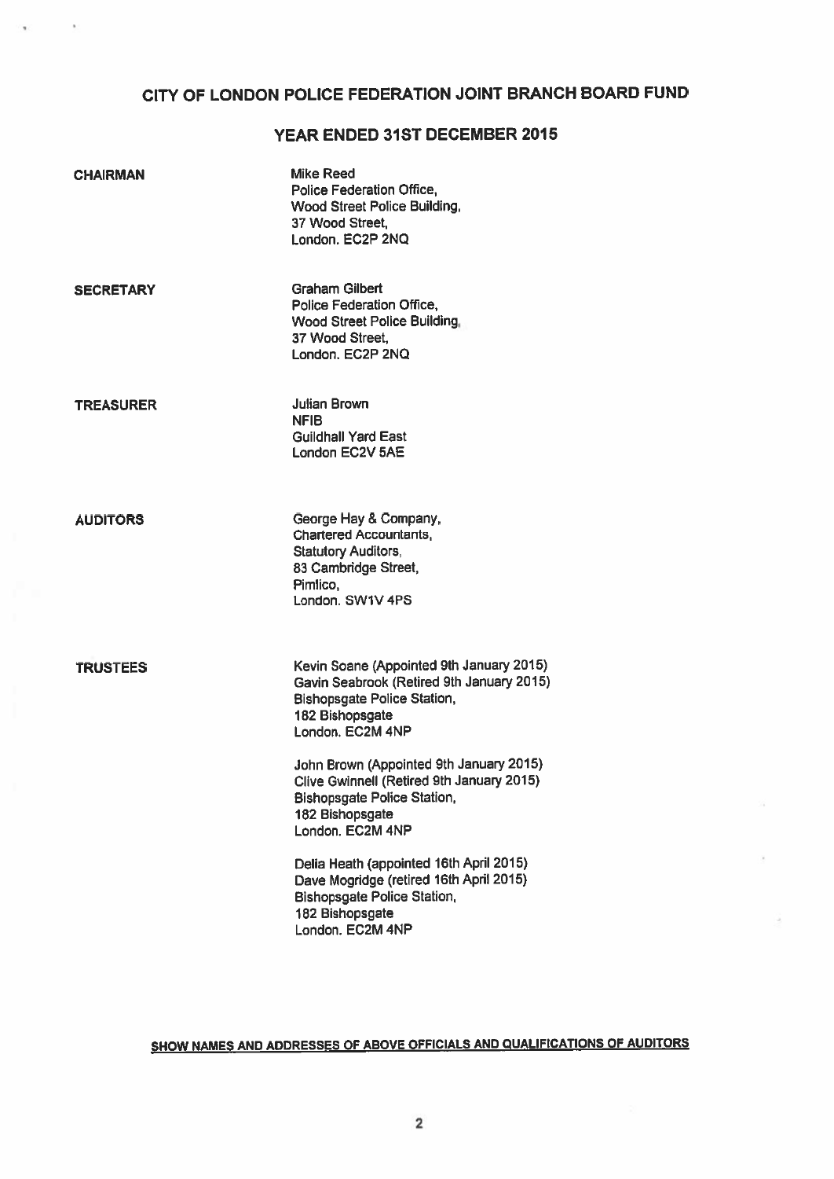# CITY OF LONDON POLICE FEDERATION JOINT BRANCH BOARD FUND

## YEAR ENDED 31ST DECEMBER 2015

**CHAIRMAN**

Mike Reed
Police Federation Office,
Wood Street Police Building,
37 Wood Street,
London. EC2P 2NQ

**SECRETARY**

Graham Gilbert
Police Federation Office,
Wood Street Police Building,
37 Wood Street,
London. EC2P 2NQ

**TREASURER**

Julian Brown
NFIB
Guildhall Yard East
London EC2V 5AE

**AUDITORS**

George Hay & Company,
Chartered Accountants,
Statutory Auditors,
83 Cambridge Street,
Pimlico,
London. SW1V 4PS

**TRUSTEES**

Kevin Soane (Appointed 9th January 2015)
Gavin Seabrook (Retired 9th January 2015)
Bishopsgate Police Station,
182 Bishopsgate
London. EC2M 4NP

John Brown (Appointed 9th January 2015)
Clive Gwinnell (Retired 9th January 2015)
Bishopsgate Police Station,
182 Bishopsgate
London. EC2M 4NP

Delia Heath (appointed 16th April 2015)
Dave Mogridge (retired 16th April 2015)
Bishopsgate Police Station,
182 Bishopsgate
London. EC2M 4NP

**SHOW NAMES AND ADDRESSES OF ABOVE OFFICIALS AND QUALIFICATIONS OF AUDITORS**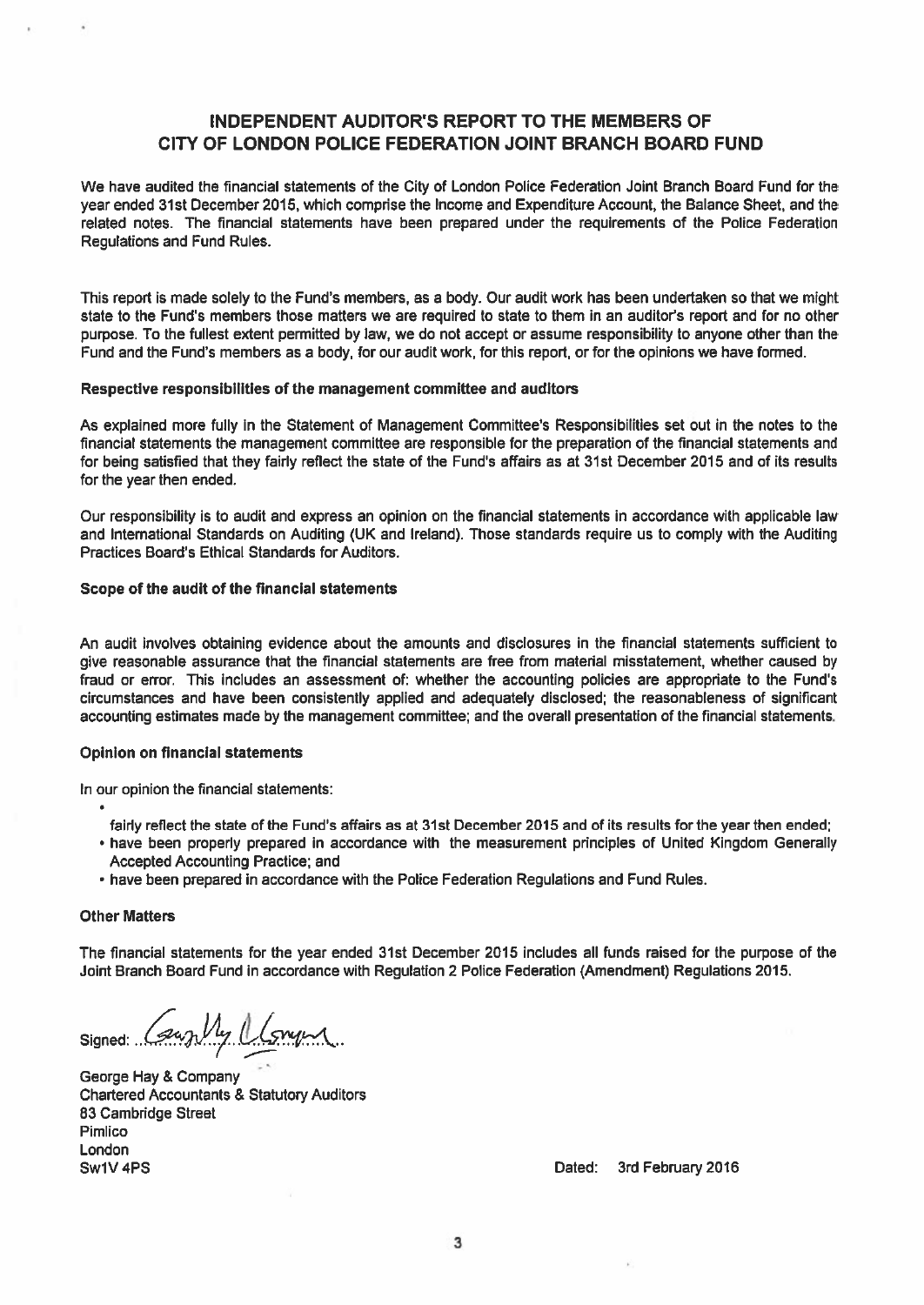# INDEPENDENT AUDITOR'S REPORT TO THE MEMBERS OF CITY OF LONDON POLICE FEDERATION JOINT BRANCH BOARD FUND

We have audited the financial statements of the City of London Police Federation Joint Branch Board Fund for the year ended 31st December 2015, which comprise the Income and Expenditure Account, the Balance Sheet, and the related notes. The financial statements have been prepared under the requirements of the Police Federation Regulations and Fund Rules.

This report is made solely to the Fund's members, as a body. Our audit work has been undertaken so that we might state to the Fund's members those matters we are required to state to them in an auditor's report and for no other purpose. To the fullest extent permitted by law, we do not accept or assume responsibility to anyone other than the Fund and the Fund's members as a body, for our audit work, for this report, or for the opinions we have formed.

### Respective responsibilities of the management committee and auditors

As explained more fully in the Statement of Management Committee's Responsibilities set out in the notes to the financial statements the management committee are responsible for the preparation of the financial statements and for being satisfied that they fairly reflect the state of the Fund's affairs as at 31st December 2015 and of its results for the year then ended.

Our responsibility is to audit and express an opinion on the financial statements in accordance with applicable law and International Standards on Auditing (UK and Ireland). Those standards require us to comply with the Auditing Practices Board's Ethical Standards for Auditors.

### Scope of the audit of the financial statements

An audit involves obtaining evidence about the amounts and disclosures in the financial statements sufficient to give reasonable assurance that the financial statements are free from material misstatement, whether caused by fraud or error. This includes an assessment of: whether the accounting policies are appropriate to the Fund's circumstances and have been consistently applied and adequately disclosed; the reasonableness of significant accounting estimates made by the management committee; and the overall presentation of the financial statements.

### Opinion on financial statements

In our opinion the financial statements:

- fairly reflect the state of the Fund's affairs as at 31st December 2015 and of its results for the year then ended;
- have been properly prepared in accordance with the measurement principles of United Kingdom Generally Accepted Accounting Practice; and
- have been prepared in accordance with the Police Federation Regulations and Fund Rules.

### Other Matters

The financial statements for the year ended 31st December 2015 includes all funds raised for the purpose of the Joint Branch Board Fund in accordance with Regulation 2 Police Federation (Amendment) Regulations 2015.

Signed: ..............................

George Hay & Company
Chartered Accountants & Statutory Auditors
83 Cambridge Street
Pimlico
London
Sw1V 4PS

Dated: 3rd February 2016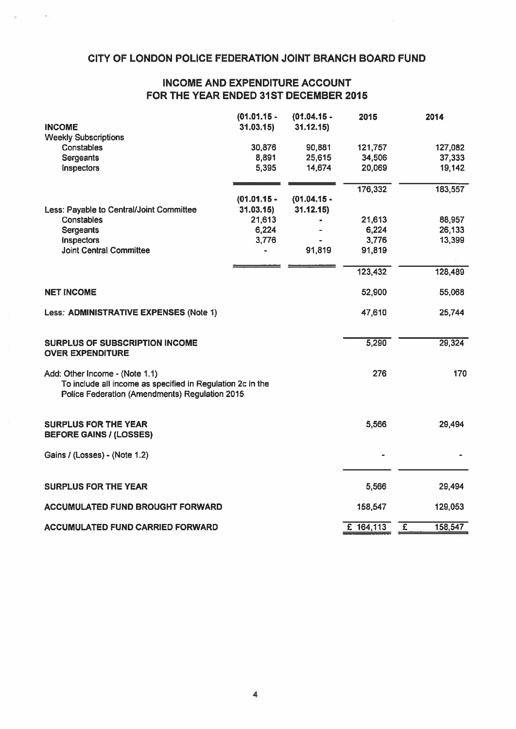# CITY OF LONDON POLICE FEDERATION JOINT BRANCH BOARD FUND

## INCOME AND EXPENDITURE ACCOUNT FOR THE YEAR ENDED 31ST DECEMBER 2015

| | (01.01.15 - 31.03.15) | (01.04.15 - 31.12.15) | 2015 | 2014 |
|---|---|---|---|---|
| **INCOME** | | | | |
| Weekly Subscriptions | | | | |
| Constables | 30,876 | 90,881 | 121,757 | 127,082 |
| Sergeants | 8,891 | 25,615 | 34,506 | 37,333 |
| Inspectors | 5,395 | 14,674 | 20,069 | 19,142 |
| | | | 176,332 | 183,557 |
| | (01.01.15 - 31.03.15) | (01.04.15 - 31.12.15) | | |
| Less: Payable to Central/Joint Committee | | | | |
| Constables | 21,613 | - | 21,613 | 88,957 |
| Sergeants | 6,224 | - | 6,224 | 26,133 |
| Inspectors | 3,776 | - | 3,776 | 13,399 |
| Joint Central Committee | - | 91,819 | 91,819 | |
| | | | 123,432 | 128,489 |
| **NET INCOME** | | | 52,900 | 55,068 |
| Less: **ADMINISTRATIVE EXPENSES** (Note 1) | | | 47,610 | 25,744 |
| **SURPLUS OF SUBSCRIPTION INCOME OVER EXPENDITURE** | | | 5,290 | 29,324 |
| Add: Other Income - (Note 1.1) To include all income as specified in Regulation 2c in the Police Federation (Amendments) Regulation 2015 | | | 276 | 170 |
| **SURPLUS FOR THE YEAR BEFORE GAINS / (LOSSES)** | | | 5,566 | 29,494 |
| Gains / (Losses) - (Note 1.2) | | | - | - |
| **SURPLUS FOR THE YEAR** | | | 5,566 | 29,494 |
| **ACCUMULATED FUND BROUGHT FORWARD** | | | 158,547 | 129,053 |
| **ACCUMULATED FUND CARRIED FORWARD** | | | £ 164,113 | £ 158,547 |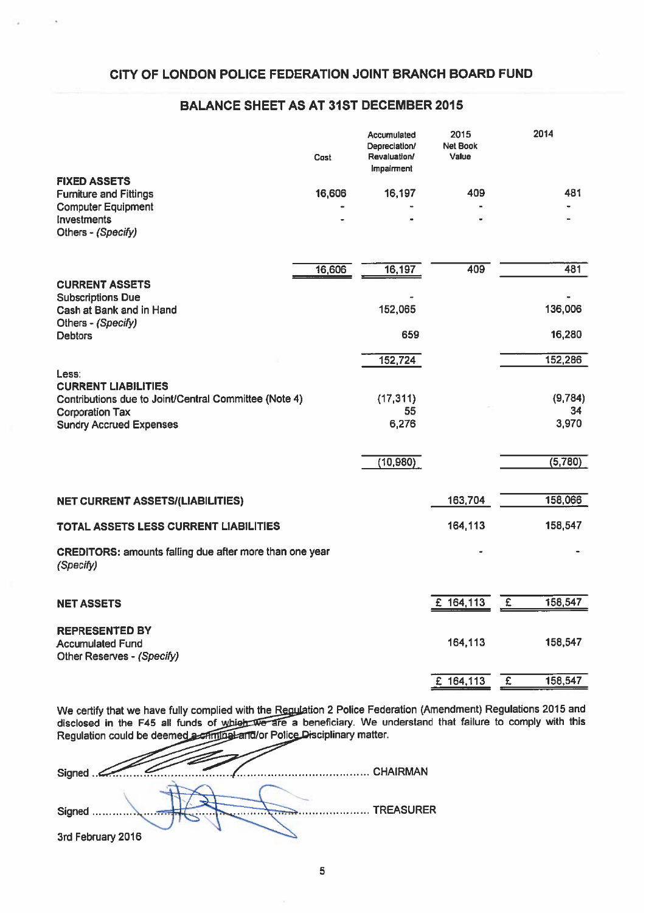# CITY OF LONDON POLICE FEDERATION JOINT BRANCH BOARD FUND

## BALANCE SHEET AS AT 31ST DECEMBER 2015

| | Cost | Accumulated Depreciation/ Revaluation/ Impairment | 2015 Net Book Value | 2014 |
|---|---|---|---|---|
| **FIXED ASSETS** | | | | |
| Furniture and Fittings | 16,606 | 16,197 | 409 | 481 |
| Computer Equipment | - | - | - | - |
| Investments | - | - | - | - |
| Others - *(Specify)* | | | | |
| | 16,606 | 16,197 | 409 | 481 |
| **CURRENT ASSETS** | | | | |
| Subscriptions Due | | - | | - |
| Cash at Bank and in Hand | | 152,065 | | 136,006 |
| Others - *(Specify)* | | | | |
| Debtors | | 659 | | 16,280 |
| | | 152,724 | | 152,286 |
| Less: | | | | |
| **CURRENT LIABILITIES** | | | | |
| Contributions due to Joint/Central Committee (Note 4) | | (17,311) | | (9,784) |
| Corporation Tax | | 55 | | 34 |
| Sundry Accrued Expenses | | 6,276 | | 3,970 |
| | | (10,980) | | (5,780) |
| **NET CURRENT ASSETS/(LIABILITIES)** | | | 163,704 | 158,066 |
| **TOTAL ASSETS LESS CURRENT LIABILITIES** | | | 164,113 | 158,547 |
| **CREDITORS:** amounts falling due after more than one year *(Specify)* | | | - | - |
| **NET ASSETS** | | | £ 164,113 | £ 158,547 |
| **REPRESENTED BY** | | | | |
| Accumulated Fund | | | 164,113 | 158,547 |
| Other Reserves - *(Specify)* | | | | |
| | | | £ 164,113 | £ 158,547 |

We certify that we have fully complied with the Regulation 2 Police Federation (Amendment) Regulations 2015 and disclosed in the F45 all funds of which we are a beneficiary. We understand that failure to comply with this Regulation could be deemed a criminal and/or Police Disciplinary matter.

Signed ........................................................................ CHAIRMAN

Signed ........................................................................ TREASURER

3rd February 2016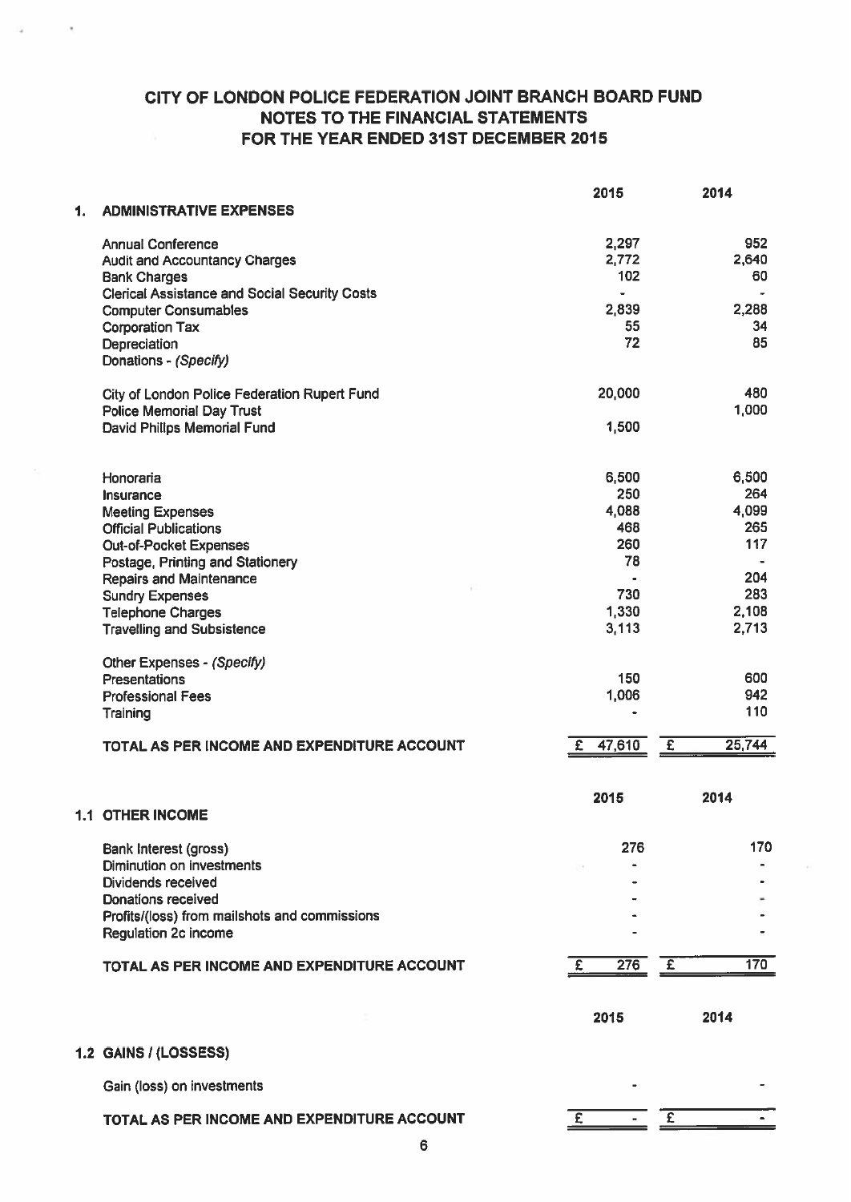# CITY OF LONDON POLICE FEDERATION JOINT BRANCH BOARD FUND
## NOTES TO THE FINANCIAL STATEMENTS
## FOR THE YEAR ENDED 31ST DECEMBER 2015

### 1. ADMINISTRATIVE EXPENSES

| | 2015 | 2014 |
|---|---|---|
| Annual Conference | 2,297 | 952 |
| Audit and Accountancy Charges | 2,772 | 2,640 |
| Bank Charges | 102 | 60 |
| Clerical Assistance and Social Security Costs | - | - |
| Computer Consumables | 2,839 | 2,288 |
| Corporation Tax | 55 | 34 |
| Depreciation | 72 | 85 |
| Donations - *(Specify)* | | |
| City of London Police Federation Rupert Fund | 20,000 | 480 |
| Police Memorial Day Trust | | 1,000 |
| David Phillps Memorial Fund | 1,500 | |
| Honoraria | 6,500 | 6,500 |
| Insurance | 250 | 264 |
| Meeting Expenses | 4,088 | 4,099 |
| Official Publications | 468 | 265 |
| Out-of-Pocket Expenses | 260 | 117 |
| Postage, Printing and Stationery | 78 | - |
| Repairs and Maintenance | - | 204 |
| Sundry Expenses | 730 | 283 |
| Telephone Charges | 1,330 | 2,108 |
| Travelling and Subsistence | 3,113 | 2,713 |
| Other Expenses - *(Specify)* | | |
| Presentations | 150 | 600 |
| Professional Fees | 1,006 | 942 |
| Training | - | 110 |
| **TOTAL AS PER INCOME AND EXPENDITURE ACCOUNT** | **£ 47,610** | **£ 25,744** |

### 1.1 OTHER INCOME

| | 2015 | 2014 |
|---|---|---|
| Bank Interest (gross) | 276 | 170 |
| Diminution on investments | - | - |
| Dividends received | - | - |
| Donations received | - | - |
| Profits/(loss) from mailshots and commissions | - | - |
| Regulation 2c income | - | - |
| **TOTAL AS PER INCOME AND EXPENDITURE ACCOUNT** | **£ 276** | **£ 170** |

### 1.2 GAINS / (LOSSESS)

| | 2015 | 2014 |
|---|---|---|
| Gain (loss) on investments | - | - |
| **TOTAL AS PER INCOME AND EXPENDITURE ACCOUNT** | **£ -** | **£ -** |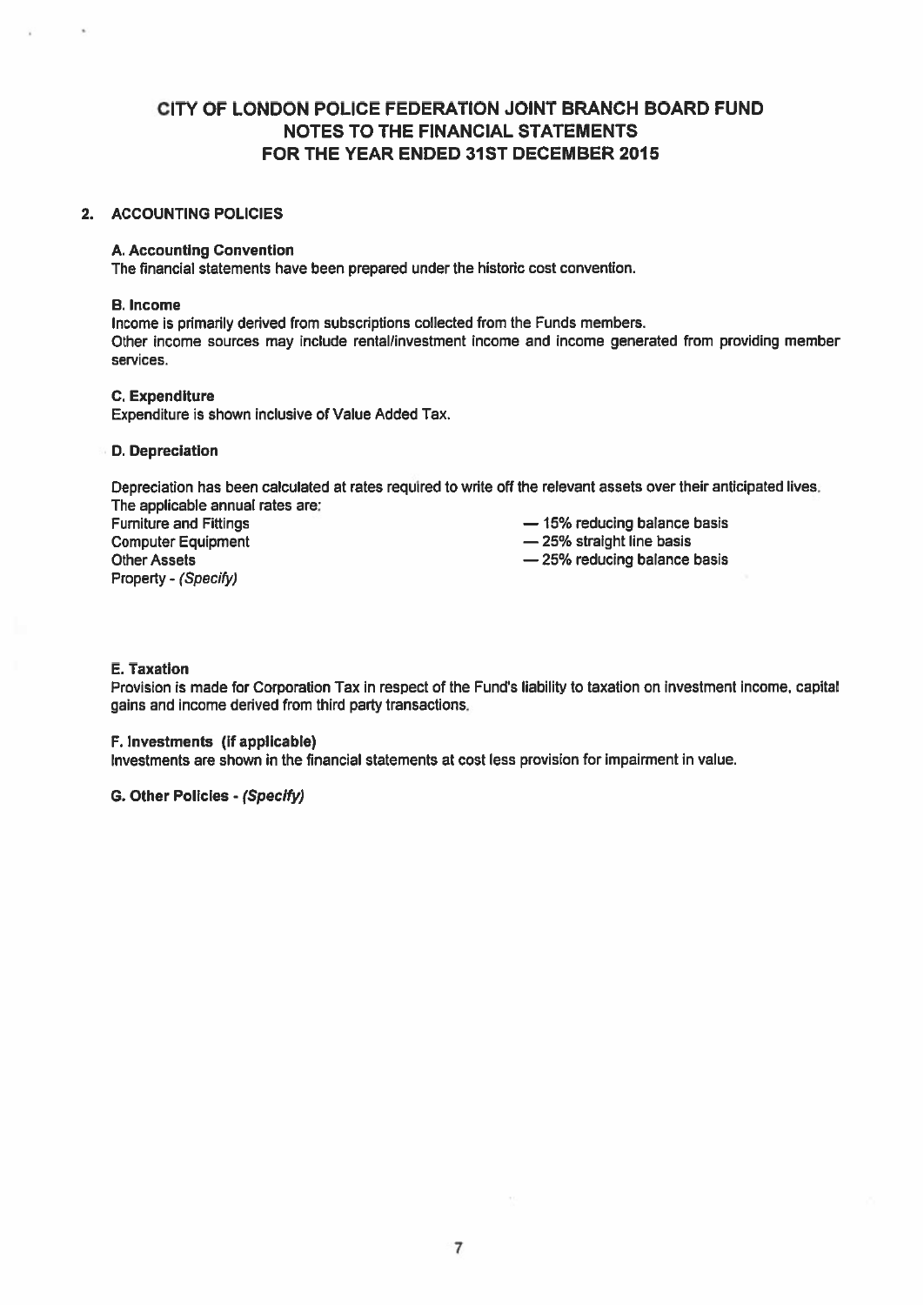# CITY OF LONDON POLICE FEDERATION JOINT BRANCH BOARD FUND
## NOTES TO THE FINANCIAL STATEMENTS
## FOR THE YEAR ENDED 31ST DECEMBER 2015

### 2. ACCOUNTING POLICIES

**A. Accounting Convention**

The financial statements have been prepared under the historic cost convention.

**B. Income**

Income is primarily derived from subscriptions collected from the Funds members.

Other income sources may include rental/investment income and income generated from providing member services.

**C. Expenditure**

Expenditure is shown inclusive of Value Added Tax.

**D. Depreciation**

Depreciation has been calculated at rates required to write off the relevant assets over their anticipated lives. The applicable annual rates are:

| | |
|---|---|
| Furniture and Fittings | — 15% reducing balance basis |
| Computer Equipment | — 25% straight line basis |
| Other Assets | — 25% reducing balance basis |
| Property - *(Specify)* | |

**E. Taxation**

Provision is made for Corporation Tax in respect of the Fund's liability to taxation on investment income, capital gains and income derived from third party transactions.

**F. Investments (if applicable)**

Investments are shown in the financial statements at cost less provision for impairment in value.

**G. Other Policies - *(Specify)***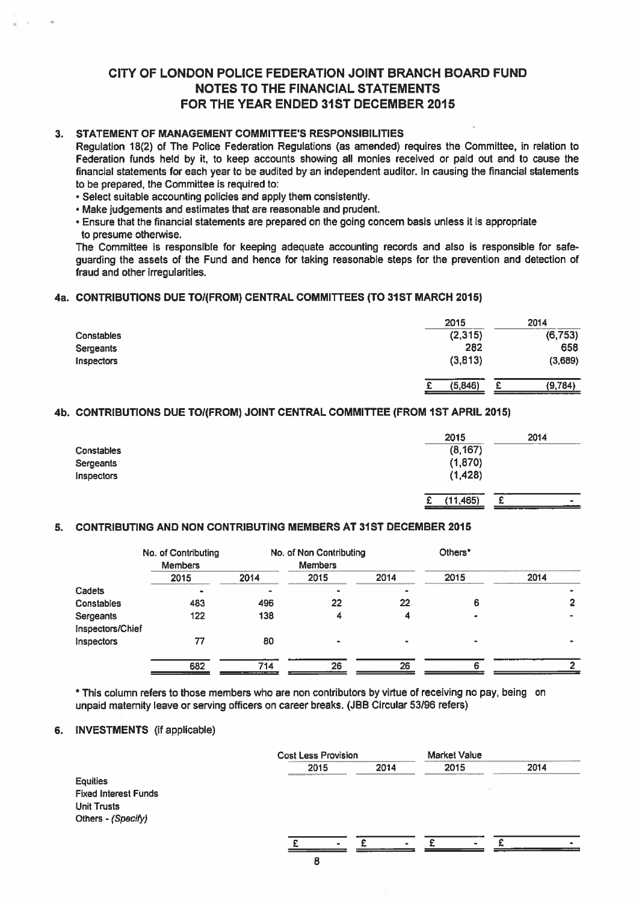# CITY OF LONDON POLICE FEDERATION JOINT BRANCH BOARD FUND
# NOTES TO THE FINANCIAL STATEMENTS
# FOR THE YEAR ENDED 31ST DECEMBER 2015

## 3. STATEMENT OF MANAGEMENT COMMITTEE'S RESPONSIBILITIES

Regulation 18(2) of The Police Federation Regulations (as amended) requires the Committee, in relation to Federation funds held by it, to keep accounts showing all monies received or paid out and to cause the financial statements for each year to be audited by an independent auditor. In causing the financial statements to be prepared, the Committee is required to:

- Select suitable accounting policies and apply them consistently.
- Make judgements and estimates that are reasonable and prudent.
- Ensure that the financial statements are prepared on the going concern basis unless it is appropriate to presume otherwise.

The Committee is responsible for keeping adequate accounting records and also is responsible for safe-guarding the assets of the Fund and hence for taking reasonable steps for the prevention and detection of fraud and other irregularities.

## 4a. CONTRIBUTIONS DUE TO/(FROM) CENTRAL COMMITTEES (TO 31ST MARCH 2015)

| | 2015 | 2014 |
|---|---|---|
| Constables | (2,315) | (6,753) |
| Sergeants | 282 | 658 |
| Inspectors | (3,813) | (3,689) |
| | £ (5,846) | £ (9,784) |

## 4b. CONTRIBUTIONS DUE TO/(FROM) JOINT CENTRAL COMMITTEE (FROM 1ST APRIL 2015)

| | 2015 | 2014 |
|---|---|---|
| Constables | (8,167) | |
| Sergeants | (1,870) | |
| Inspectors | (1,428) | |
| | £ (11,465) | £ - |

## 5. CONTRIBUTING AND NON CONTRIBUTING MEMBERS AT 31ST DECEMBER 2015

| | No. of Contributing Members | | No. of Non Contributing Members | | Others* | |
|---|---|---|---|---|---|---|
| | 2015 | 2014 | 2015 | 2014 | 2015 | 2014 |
| Cadets | - | - | - | - | | - |
| Constables | 483 | 496 | 22 | 22 | 6 | 2 |
| Sergeants | 122 | 138 | 4 | 4 | - | - |
| Inspectors/Chief Inspectors | 77 | 80 | - | - | - | - |
| | 682 | 714 | 26 | 26 | 6 | 2 |

\* This column refers to those members who are non contributors by virtue of receiving no pay, being on unpaid maternity leave or serving officers on career breaks. (JBB Circular 53/96 refers)

## 6. INVESTMENTS (if applicable)

| | Cost Less Provision | | Market Value | |
|---|---|---|---|---|
| | 2015 | 2014 | 2015 | 2014 |
| Equities | | | | |
| Fixed Interest Funds | | | | |
| Unit Trusts | | | | |
| Others - *(Specify)* | | | | |
| | £ - | £ - | £ - | £ - |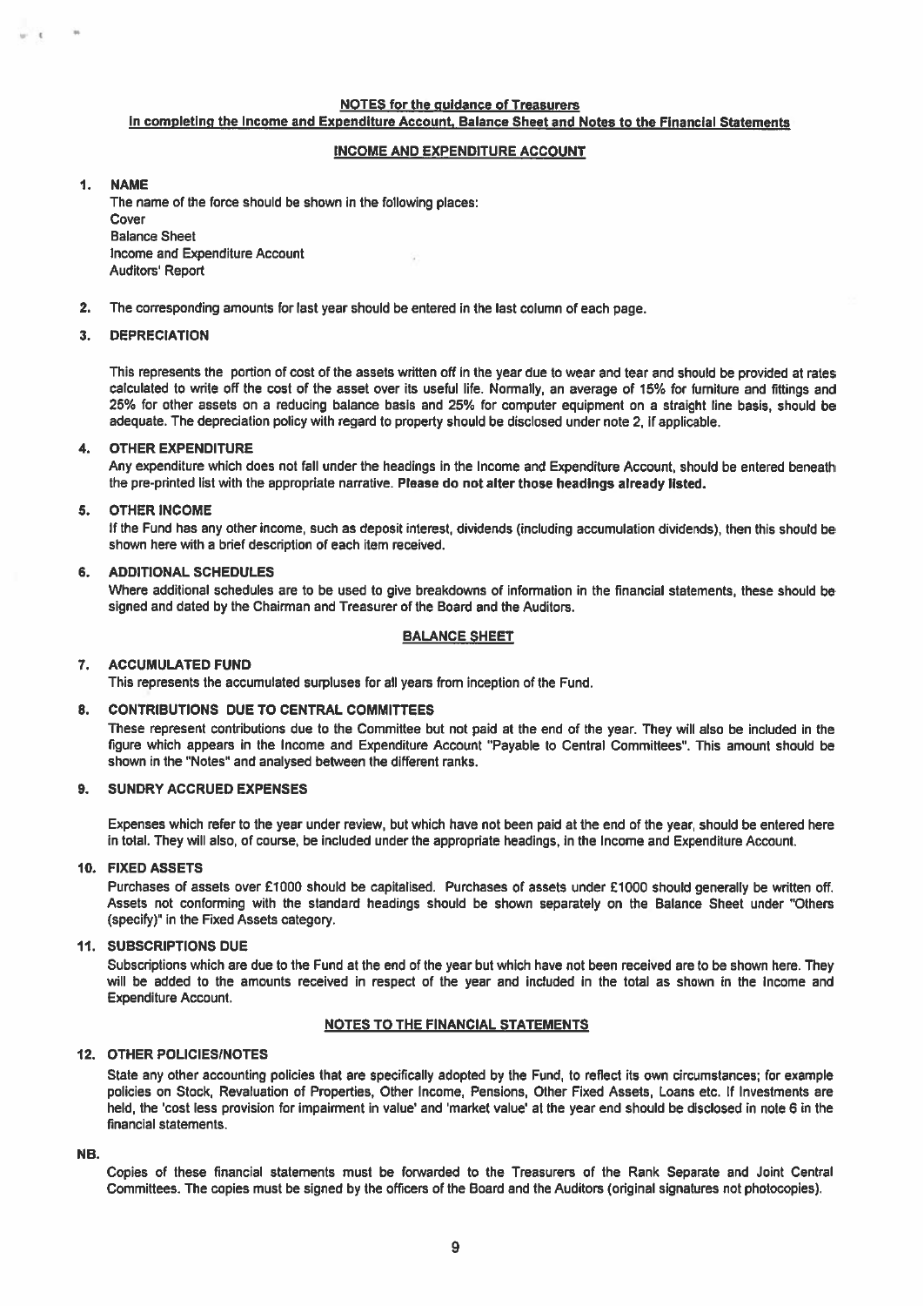## NOTES for the guidance of Treasurers

## In completing the Income and Expenditure Account, Balance Sheet and Notes to the Financial Statements

### INCOME AND EXPENDITURE ACCOUNT

**1. NAME**

The name of the force should be shown in the following places:
Cover
Balance Sheet
Income and Expenditure Account
Auditors' Report

**2.** The corresponding amounts for last year should be entered in the last column of each page.

**3. DEPRECIATION**

This represents the portion of cost of the assets written off in the year due to wear and tear and should be provided at rates calculated to write off the cost of the asset over its useful life. Normally, an average of 15% for furniture and fittings and 25% for other assets on a reducing balance basis and 25% for computer equipment on a straight line basis, should be adequate. The depreciation policy with regard to property should be disclosed under note 2, if applicable.

**4. OTHER EXPENDITURE**

Any expenditure which does not fall under the headings in the Income and Expenditure Account, should be entered beneath the pre-printed list with the appropriate narrative. **Please do not alter those headings already listed.**

**5. OTHER INCOME**

If the Fund has any other income, such as deposit interest, dividends (including accumulation dividends), then this should be shown here with a brief description of each item received.

**6. ADDITIONAL SCHEDULES**

Where additional schedules are to be used to give breakdowns of information in the financial statements, these should be signed and dated by the Chairman and Treasurer of the Board and the Auditors.

### BALANCE SHEET

**7. ACCUMULATED FUND**

This represents the accumulated surpluses for all years from inception of the Fund.

**8. CONTRIBUTIONS DUE TO CENTRAL COMMITTEES**

These represent contributions due to the Committee but not paid at the end of the year. They will also be included in the figure which appears in the Income and Expenditure Account "Payable to Central Committees". This amount should be shown in the "Notes" and analysed between the different ranks.

**9. SUNDRY ACCRUED EXPENSES**

Expenses which refer to the year under review, but which have not been paid at the end of the year, should be entered here in total. They will also, of course, be included under the appropriate headings, in the Income and Expenditure Account.

**10. FIXED ASSETS**

Purchases of assets over £1000 should be capitalised. Purchases of assets under £1000 should generally be written off. Assets not conforming with the standard headings should be shown separately on the Balance Sheet under "Others (specify)" in the Fixed Assets category.

**11. SUBSCRIPTIONS DUE**

Subscriptions which are due to the Fund at the end of the year but which have not been received are to be shown here. They will be added to the amounts received in respect of the year and included in the total as shown in the Income and Expenditure Account.

### NOTES TO THE FINANCIAL STATEMENTS

**12. OTHER POLICIES/NOTES**

State any other accounting policies that are specifically adopted by the Fund, to reflect its own circumstances; for example policies on Stock, Revaluation of Properties, Other Income, Pensions, Other Fixed Assets, Loans etc. If Investments are held, the 'cost less provision for impairment in value' and 'market value' at the year end should be disclosed in note 6 in the financial statements.

**NB.**

Copies of these financial statements must be forwarded to the Treasurers of the Rank Separate and Joint Central Committees. The copies must be signed by the officers of the Board and the Auditors (original signatures not photocopies).